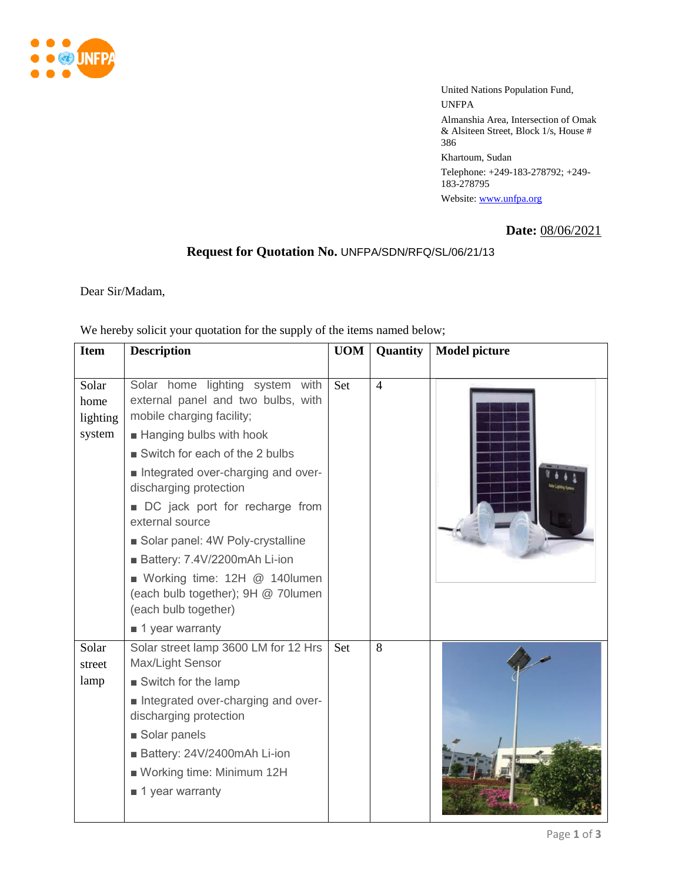United Nations Population Fund, UNFPA

Almanshia Area, Intersection of Omak & Alsiteen Street, Block 1/s, House # 386

Khartoum, Sudan

Telephone: +249-183-278792; +249-183-278795

Website: www.unfpa.org

**Date:** 08/06/2021

## Request for Quotation No. UNFPA/SDN/RFQ/SL/06/21/13

Dear Sir/Madam,

We hereby solicit your quotation for the supply of the items named below;

| Item | Description | UOM | Quantity | Model picture |
|---|---|---|---|---|
| Solar home lighting system | Solar home lighting system with external panel and two bulbs, with mobile charging facility;<br>■ Hanging bulbs with hook<br>■ Switch for each of the 2 bulbs<br>■ Integrated over-charging and over-discharging protection<br>■ DC jack port for recharge from external source<br>■ Solar panel: 4W Poly-crystalline<br>■ Battery: 7.4V/2200mAh Li-ion<br>■ Working time: 12H @ 140lumen (each bulb together); 9H @ 70lumen (each bulb together)<br>■ 1 year warranty | Set | 4 | |
| Solar street lamp | Solar street lamp 3600 LM for 12 Hrs Max/Light Sensor<br>■ Switch for the lamp<br>■ Integrated over-charging and over-discharging protection<br>■ Solar panels<br>■ Battery: 24V/2400mAh Li-ion<br>■ Working time: Minimum 12H<br>■ 1 year warranty | Set | 8 | |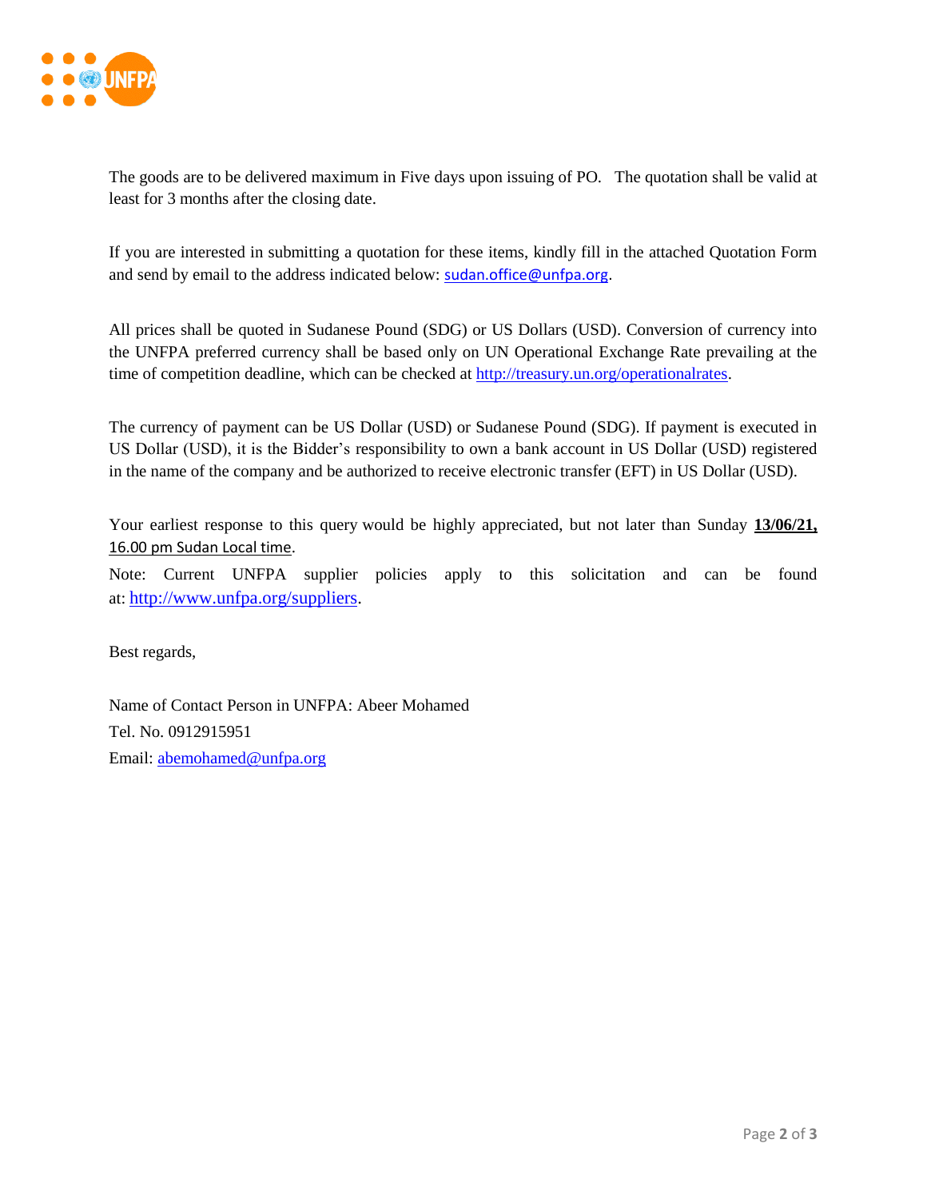The goods are to be delivered maximum in Five days upon issuing of PO. The quotation shall be valid at least for 3 months after the closing date.

If you are interested in submitting a quotation for these items, kindly fill in the attached Quotation Form and send by email to the address indicated below: sudan.office@unfpa.org.

All prices shall be quoted in Sudanese Pound (SDG) or US Dollars (USD). Conversion of currency into the UNFPA preferred currency shall be based only on UN Operational Exchange Rate prevailing at the time of competition deadline, which can be checked at http://treasury.un.org/operationalrates.

The currency of payment can be US Dollar (USD) or Sudanese Pound (SDG). If payment is executed in US Dollar (USD), it is the Bidder's responsibility to own a bank account in US Dollar (USD) registered in the name of the company and be authorized to receive electronic transfer (EFT) in US Dollar (USD).

Your earliest response to this query would be highly appreciated, but not later than Sunday **13/06/21, 16.00 pm Sudan Local time**.

Note: Current UNFPA supplier policies apply to this solicitation and can be found at: http://www.unfpa.org/suppliers.

Best regards,

Name of Contact Person in UNFPA: Abeer Mohamed

Tel. No. 0912915951

Email: abemohamed@unfpa.org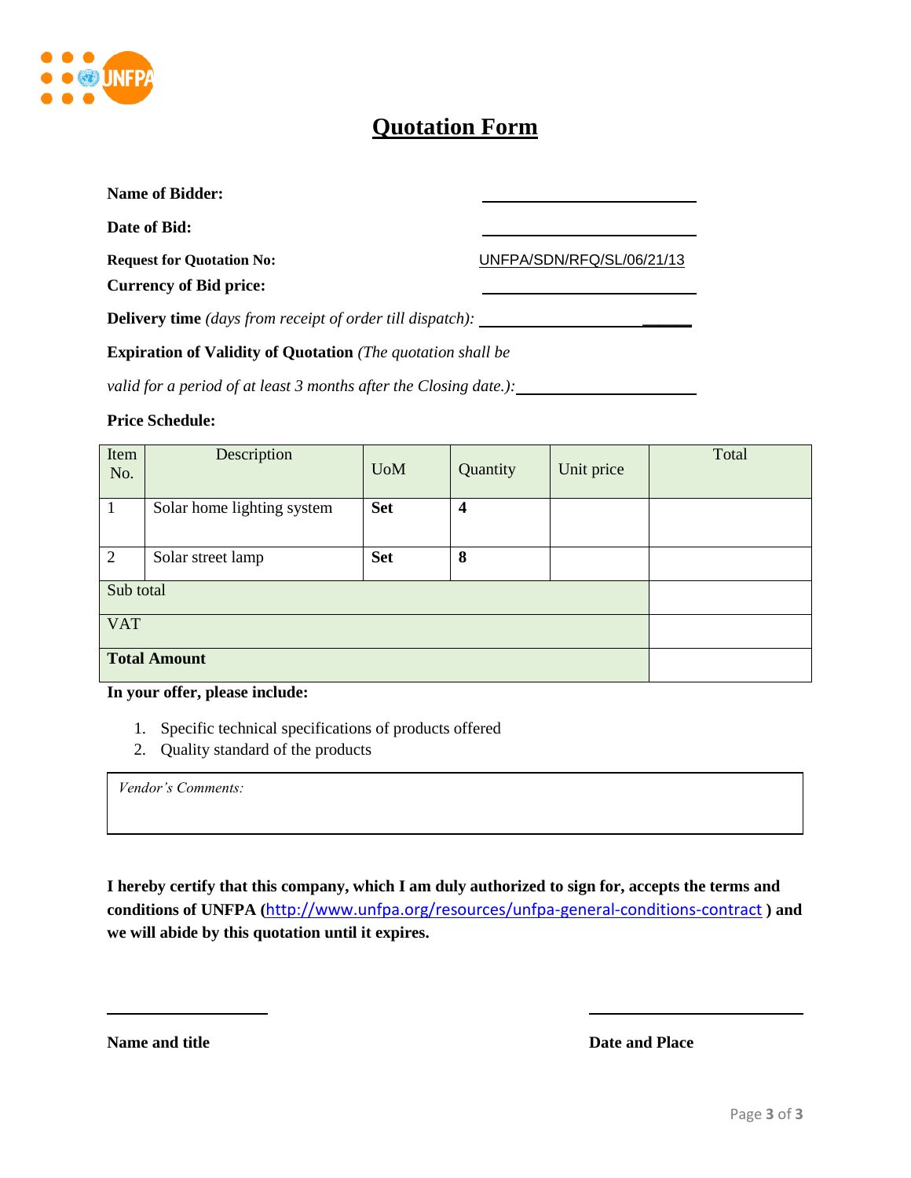# Quotation Form

**Name of Bidder:** ____________________________

**Date of Bid:** ____________________________

**Request for Quotation No:** UNFPA/SDN/RFQ/SL/06/21/13

**Currency of Bid price:** ____________________________

**Delivery time** *(days from receipt of order till dispatch):* ____________________________

**Expiration of Validity of Quotation** *(The quotation shall be valid for a period of at least 3 months after the Closing date.):* ____________________________

**Price Schedule:**

| Item No. | Description | UoM | Quantity | Unit price | Total |
|---|---|---|---|---|---|
| 1 | Solar home lighting system | **Set** | **4** | | |
| 2 | Solar street lamp | **Set** | **8** | | |
| Sub total | | | | | |
| VAT | | | | | |
| **Total Amount** | | | | | |

**In your offer, please include:**

1. Specific technical specifications of products offered
2. Quality standard of the products

*Vendor's Comments:*

**I hereby certify that this company, which I am duly authorized to sign for, accepts the terms and conditions of UNFPA (http://www.unfpa.org/resources/unfpa-general-conditions-contract ) and we will abide by this quotation until it expires.**

____________________________ ____________________________

**Name and title** **Date and Place**